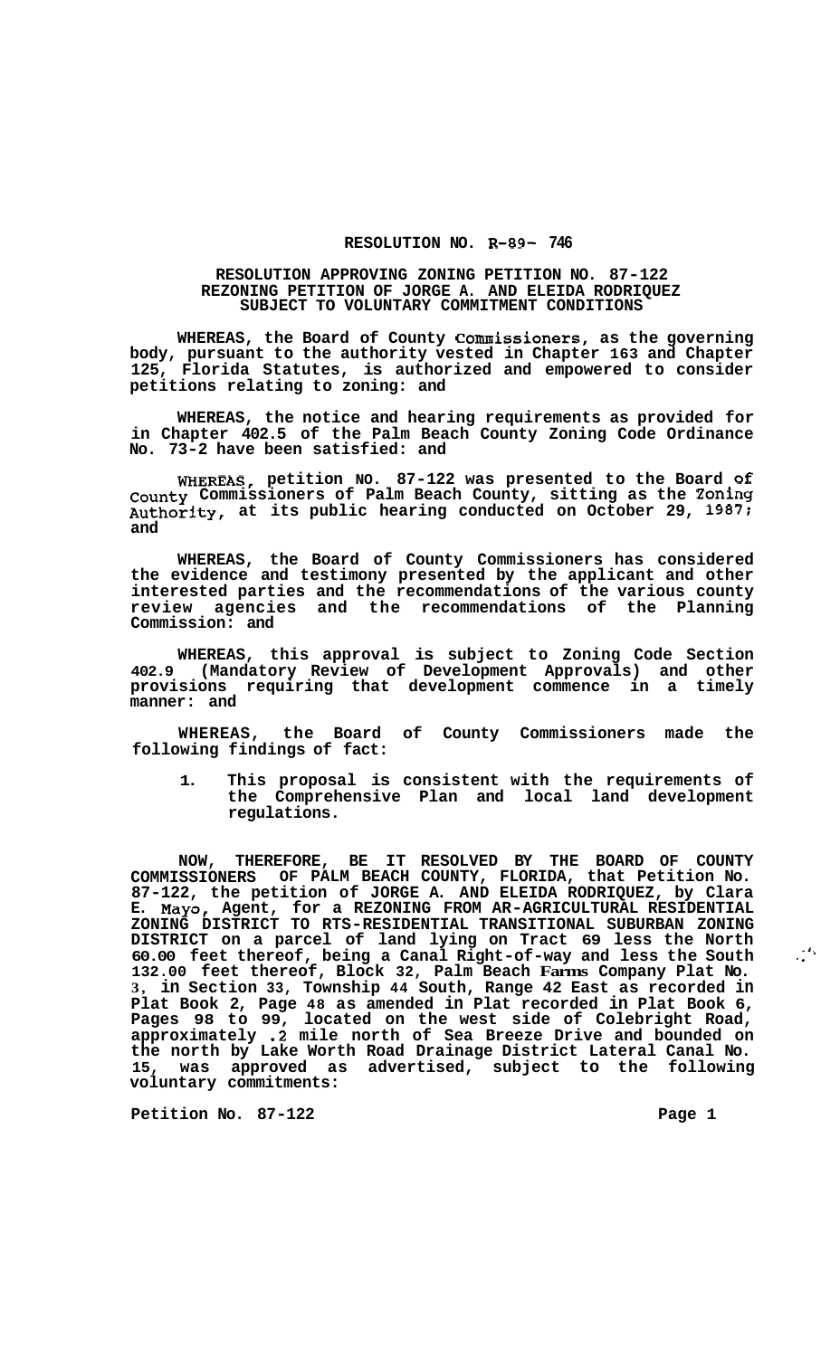**RESOLUTION NO. R-89- 746**

**RESOLUTION APPROVING ZONING PETITION NO. 87-122**
**REZONING PETITION OF JORGE A. AND ELEIDA RODRIQUEZ**
**SUBJECT TO VOLUNTARY COMMITMENT CONDITIONS**

**WHEREAS, the Board of County Commissioners, as the governing body, pursuant to the authority vested in Chapter 163 and Chapter 125, Florida Statutes, is authorized and empowered to consider petitions relating to zoning: and**

**WHEREAS, the notice and hearing requirements as provided for in Chapter 402.5 of the Palm Beach County Zoning Code Ordinance No. 73-2 have been satisfied: and**

**WHEREAS, petition NO. 87-122 was presented to the Board of County Commissioners of Palm Beach County, sitting as the Zoning Authority, at its public hearing conducted on October 29, 1987; and**

**WHEREAS, the Board of County Commissioners has considered the evidence and testimony presented by the applicant and other interested parties and the recommendations of the various county review agencies and the recommendations of the Planning Commission: and**

**WHEREAS, this approval is subject to Zoning Code Section 402.9 (Mandatory Review of Development Approvals) and other provisions requiring that development commence in a timely manner: and**

**WHEREAS, the Board of County Commissioners made the following findings of fact:**

1. **This proposal is consistent with the requirements of the Comprehensive Plan and local land development regulations.**

**NOW, THEREFORE, BE IT RESOLVED BY THE BOARD OF COUNTY COMMISSIONERS OF PALM BEACH COUNTY, FLORIDA, that Petition No. 87-122, the petition of JORGE A. AND ELEIDA RODRIQUEZ, by Clara E. Mayo, Agent, for a REZONING FROM AR-AGRICULTURAL RESIDENTIAL ZONING DISTRICT TO RTS-RESIDENTIAL TRANSITIONAL SUBURBAN ZONING DISTRICT on a parcel of land lying on Tract 69 less the North 60.00 feet thereof, being a Canal Right-of-way and less the South 132.00 feet thereof, Block 32, Palm Beach Farms Company Plat No. 3, in Section 33, Township 44 South, Range 42 East as recorded in Plat Book 2, Page 48 as amended in Plat recorded in Plat Book 6, Pages 98 to 99, located on the west side of Colebright Road, approximately .2 mile north of Sea Breeze Drive and bounded on the north by Lake Worth Road Drainage District Lateral Canal No. 15, was approved as advertised, subject to the following voluntary commitments:**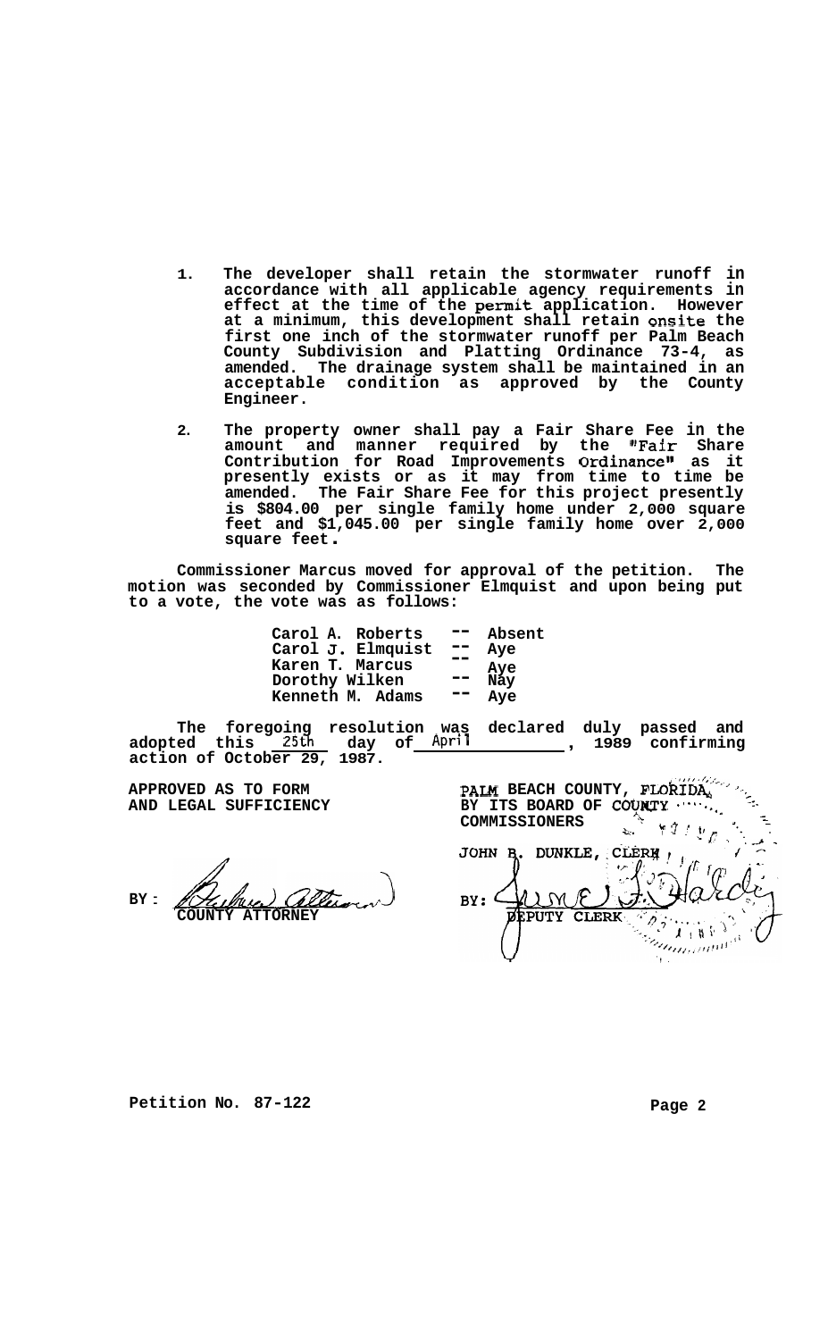1. The developer shall retain the stormwater runoff in accordance with all applicable agency requirements in effect at the time of the permit application. However at a minimum, this development shall retain onsite the first one inch of the stormwater runoff per Palm Beach County Subdivision and Platting Ordinance 73-4, as amended. The drainage system shall be maintained in an acceptable condition as approved by the County Engineer.

2. The property owner shall pay a Fair Share Fee in the amount and manner required by the "Fair Share Contribution for Road Improvements Ordinance" as it presently exists or as it may from time to time be amended. The Fair Share Fee for this project presently is $804.00 per single family home under 2,000 square feet and $1,045.00 per single family home over 2,000 square feet.

Commissioner Marcus moved for approval of the petition. The motion was seconded by Commissioner Elmquist and upon being put to a vote, the vote was as follows:

| | | |
|---|---|---|
| Carol A. Roberts | -- | Absent |
| Carol J. Elmquist | -- | Aye |
| Karen T. Marcus | -- | Aye |
| Dorothy Wilken | -- | Nay |
| Kenneth M. Adams | -- | Aye |

The foregoing resolution was declared duly passed and adopted this 25th day of April, 1989 confirming action of October 29, 1987.

APPROVED AS TO FORM AND LEGAL SUFFICIENCY

BY: COUNTY ATTORNEY

PALM BEACH COUNTY, FLORIDA, BY ITS BOARD OF COUNTY COMMISSIONERS

JOHN B. DUNKLE, CLERK

BY: DEPUTY CLERK

Petition No. 87-122